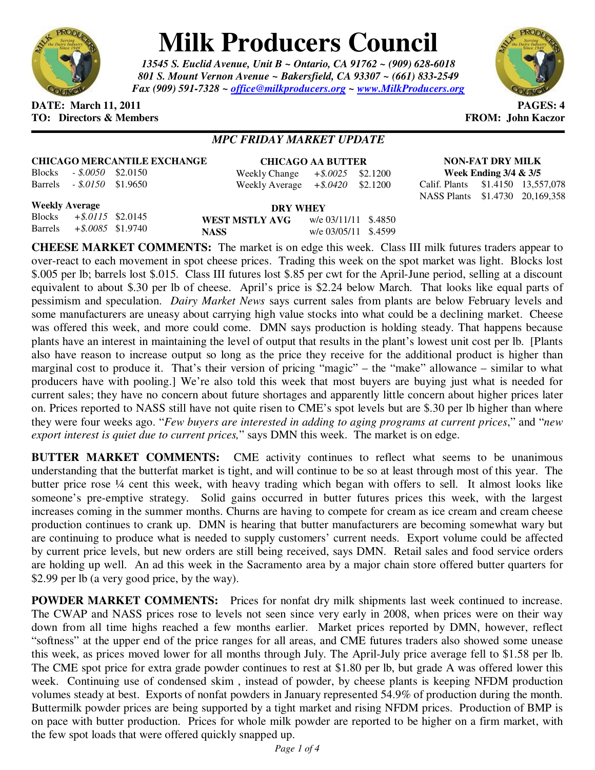# Milk Producers Council

***13545 S. Euclid Avenue, Unit B ~ Ontario, CA 91762 ~ (909) 628-6018***
***801 S. Mount Vernon Avenue ~ Bakersfield, CA 93307 ~ (661) 833-2549***
***Fax (909) 591-7328 ~ office@milkproducers.org ~ www.MilkProducers.org***

**DATE: March 11, 2011** **PAGES: 4**
**TO: Directors & Members** **FROM: John Kaczor**

---

### *MPC FRIDAY MARKET UPDATE*

**CHICAGO MERCANTILE EXCHANGE**

| | | |
|---|---|---|
| Blocks | *- $.0050* | $2.0150 |
| Barrels | *- $.0150* | $1.9650 |

**Weekly Average**

| | | |
|---|---|---|
| Blocks | *+$.0115* | $2.0145 |
| Barrels | *+$.0085* | $1.9740 |

**CHICAGO AA BUTTER**

| | | |
|---|---|---|
| Weekly Change | *+$.0025* | $2.1200 |
| Weekly Average | *+$.0420* | $2.1200 |

**DRY WHEY**

| | | |
|---|---|---|
| **WEST MSTLY AVG** | w/e 03/11/11 | $.4850 |
| **NASS** | w/e 03/05/11 | $.4599 |

**NON-FAT DRY MILK**
**Week Ending 3/4 & 3/5**

| | | |
|---|---|---|
| Calif. Plants | $1.4150 | 13,557,078 |
| NASS Plants | $1.4730 | 20,169,358 |

**CHEESE MARKET COMMENTS:** The market is on edge this week. Class III milk futures traders appear to over-react to each movement in spot cheese prices. Trading this week on the spot market was light. Blocks lost $.005 per lb; barrels lost $.015. Class III futures lost $.85 per cwt for the April-June period, selling at a discount equivalent to about $.30 per lb of cheese. April's price is $2.24 below March. That looks like equal parts of pessimism and speculation. *Dairy Market News* says current sales from plants are below February levels and some manufacturers are uneasy about carrying high value stocks into what could be a declining market. Cheese was offered this week, and more could come. DMN says production is holding steady. That happens because plants have an interest in maintaining the level of output that results in the plant's lowest unit cost per lb. [Plants also have reason to increase output so long as the price they receive for the additional product is higher than marginal cost to produce it. That's their version of pricing "magic" – the "make" allowance – similar to what producers have with pooling.] We're also told this week that most buyers are buying just what is needed for current sales; they have no concern about future shortages and apparently little concern about higher prices later on. Prices reported to NASS still have not quite risen to CME's spot levels but are $.30 per lb higher than where they were four weeks ago. "*Few buyers are interested in adding to aging programs at current prices*," and "*new export interest is quiet due to current prices,*" says DMN this week. The market is on edge.

**BUTTER MARKET COMMENTS:** CME activity continues to reflect what seems to be unanimous understanding that the butterfat market is tight, and will continue to be so at least through most of this year. The butter price rose ¼ cent this week, with heavy trading which began with offers to sell. It almost looks like someone's pre-emptive strategy. Solid gains occurred in butter futures prices this week, with the largest increases coming in the summer months. Churns are having to compete for cream as ice cream and cream cheese production continues to crank up. DMN is hearing that butter manufacturers are becoming somewhat wary but are continuing to produce what is needed to supply customers' current needs. Export volume could be affected by current price levels, but new orders are still being received, says DMN. Retail sales and food service orders are holding up well. An ad this week in the Sacramento area by a major chain store offered butter quarters for $2.99 per lb (a very good price, by the way).

**POWDER MARKET COMMENTS:** Prices for nonfat dry milk shipments last week continued to increase. The CWAP and NASS prices rose to levels not seen since very early in 2008, when prices were on their way down from all time highs reached a few months earlier. Market prices reported by DMN, however, reflect "softness" at the upper end of the price ranges for all areas, and CME futures traders also showed some unease this week, as prices moved lower for all months through July. The April-July price average fell to $1.58 per lb. The CME spot price for extra grade powder continues to rest at $1.80 per lb, but grade A was offered lower this week. Continuing use of condensed skim , instead of powder, by cheese plants is keeping NFDM production volumes steady at best. Exports of nonfat powders in January represented 54.9% of production during the month. Buttermilk powder prices are being supported by a tight market and rising NFDM prices. Production of BMP is on pace with butter production. Prices for whole milk powder are reported to be higher on a firm market, with the few spot loads that were offered quickly snapped up.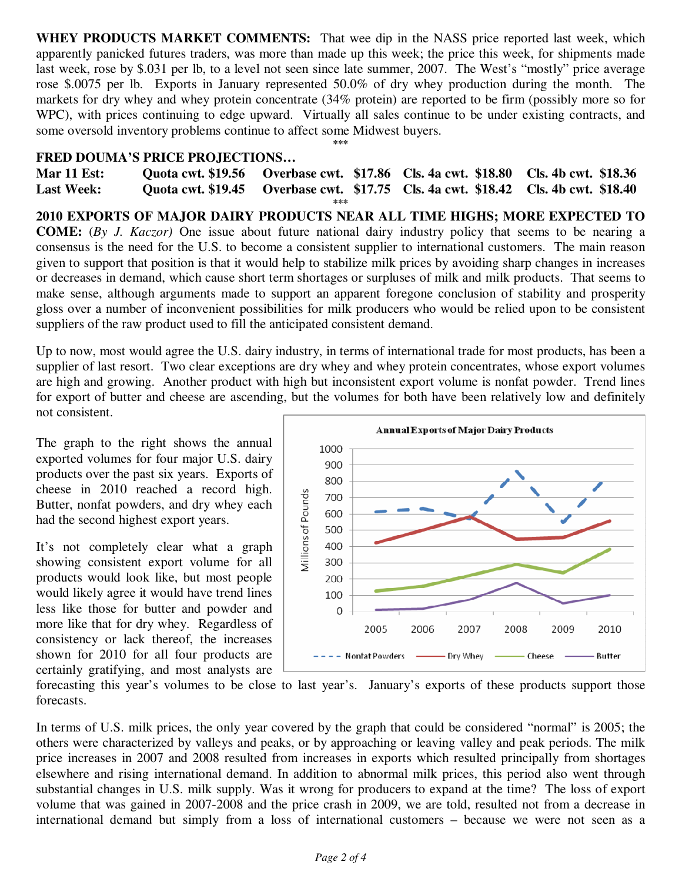**WHEY PRODUCTS MARKET COMMENTS:** That wee dip in the NASS price reported last week, which apparently panicked futures traders, was more than made up this week; the price this week, for shipments made last week, rose by $.031 per lb, to a level not seen since late summer, 2007. The West's "mostly" price average rose $.0075 per lb. Exports in January represented 50.0% of dry whey production during the month. The markets for dry whey and whey protein concentrate (34% protein) are reported to be firm (possibly more so for WPC), with prices continuing to edge upward. Virtually all sales continue to be under existing contracts, and some oversold inventory problems continue to affect some Midwest buyers.

\*\*\*

**FRED DOUMA'S PRICE PROJECTIONS…**

| | | | | |
|---|---|---|---|---|
| **Mar 11 Est:** | **Quota cwt. $19.56** | **Overbase cwt. $17.86** | **Cls. 4a cwt. $18.80** | **Cls. 4b cwt. $18.36** |
| **Last Week:** | **Quota cwt. $19.45** | **Overbase cwt. $17.75** | **Cls. 4a cwt. $18.42** | **Cls. 4b cwt. $18.40** |

\*\*\*

**2010 EXPORTS OF MAJOR DAIRY PRODUCTS NEAR ALL TIME HIGHS; MORE EXPECTED TO COME:** (*By J. Kaczor*) One issue about future national dairy industry policy that seems to be nearing a consensus is the need for the U.S. to become a consistent supplier to international customers. The main reason given to support that position is that it would help to stabilize milk prices by avoiding sharp changes in increases or decreases in demand, which cause short term shortages or surpluses of milk and milk products. That seems to make sense, although arguments made to support an apparent foregone conclusion of stability and prosperity gloss over a number of inconvenient possibilities for milk producers who would be relied upon to be consistent suppliers of the raw product used to fill the anticipated consistent demand.

Up to now, most would agree the U.S. dairy industry, in terms of international trade for most products, has been a supplier of last resort. Two clear exceptions are dry whey and whey protein concentrates, whose export volumes are high and growing. Another product with high but inconsistent export volume is nonfat powder. Trend lines for export of butter and cheese are ascending, but the volumes for both have been relatively low and definitely not consistent.

The graph to the right shows the annual exported volumes for four major U.S. dairy products over the past six years. Exports of cheese in 2010 reached a record high. Butter, nonfat powders, and dry whey each had the second highest export years.

It's not completely clear what a graph showing consistent export volume for all products would look like, but most people would likely agree it would have trend lines less like those for butter and powder and more like that for dry whey. Regardless of consistency or lack thereof, the increases shown for 2010 for all four products are certainly gratifying, and most analysts are forecasting this year's volumes to be close to last year's. January's exports of these products support those forecasts.

In terms of U.S. milk prices, the only year covered by the graph that could be considered "normal" is 2005; the others were characterized by valleys and peaks, or by approaching or leaving valley and peak periods. The milk price increases in 2007 and 2008 resulted from increases in exports which resulted principally from shortages elsewhere and rising international demand. In addition to abnormal milk prices, this period also went through substantial changes in U.S. milk supply. Was it wrong for producers to expand at the time? The loss of export volume that was gained in 2007-2008 and the price crash in 2009, we are told, resulted not from a decrease in international demand but simply from a loss of international customers – because we were not seen as a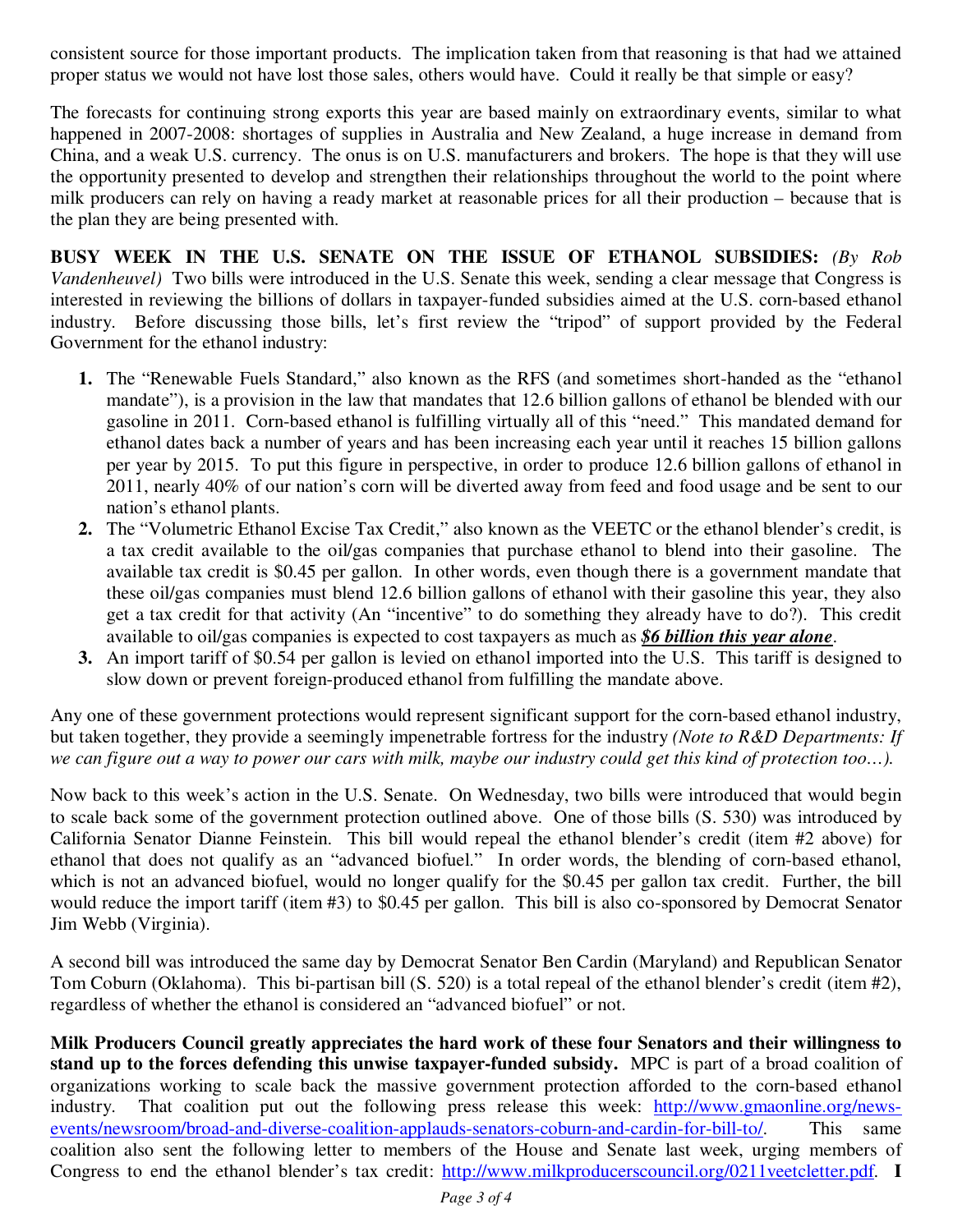consistent source for those important products. The implication taken from that reasoning is that had we attained proper status we would not have lost those sales, others would have. Could it really be that simple or easy?

The forecasts for continuing strong exports this year are based mainly on extraordinary events, similar to what happened in 2007-2008: shortages of supplies in Australia and New Zealand, a huge increase in demand from China, and a weak U.S. currency. The onus is on U.S. manufacturers and brokers. The hope is that they will use the opportunity presented to develop and strengthen their relationships throughout the world to the point where milk producers can rely on having a ready market at reasonable prices for all their production – because that is the plan they are being presented with.

**BUSY WEEK IN THE U.S. SENATE ON THE ISSUE OF ETHANOL SUBSIDIES:** *(By Rob Vandenheuvel)* Two bills were introduced in the U.S. Senate this week, sending a clear message that Congress is interested in reviewing the billions of dollars in taxpayer-funded subsidies aimed at the U.S. corn-based ethanol industry. Before discussing those bills, let's first review the "tripod" of support provided by the Federal Government for the ethanol industry:

1. The "Renewable Fuels Standard," also known as the RFS (and sometimes short-handed as the "ethanol mandate"), is a provision in the law that mandates that 12.6 billion gallons of ethanol be blended with our gasoline in 2011. Corn-based ethanol is fulfilling virtually all of this "need." This mandated demand for ethanol dates back a number of years and has been increasing each year until it reaches 15 billion gallons per year by 2015. To put this figure in perspective, in order to produce 12.6 billion gallons of ethanol in 2011, nearly 40% of our nation's corn will be diverted away from feed and food usage and be sent to our nation's ethanol plants.
2. The "Volumetric Ethanol Excise Tax Credit," also known as the VEETC or the ethanol blender's credit, is a tax credit available to the oil/gas companies that purchase ethanol to blend into their gasoline. The available tax credit is $0.45 per gallon. In other words, even though there is a government mandate that these oil/gas companies must blend 12.6 billion gallons of ethanol with their gasoline this year, they also get a tax credit for that activity (An "incentive" to do something they already have to do?). This credit available to oil/gas companies is expected to cost taxpayers as much as ***$6 billion this year alone***.
3. An import tariff of $0.54 per gallon is levied on ethanol imported into the U.S. This tariff is designed to slow down or prevent foreign-produced ethanol from fulfilling the mandate above.

Any one of these government protections would represent significant support for the corn-based ethanol industry, but taken together, they provide a seemingly impenetrable fortress for the industry *(Note to R&D Departments: If we can figure out a way to power our cars with milk, maybe our industry could get this kind of protection too…)*.

Now back to this week's action in the U.S. Senate. On Wednesday, two bills were introduced that would begin to scale back some of the government protection outlined above. One of those bills (S. 530) was introduced by California Senator Dianne Feinstein. This bill would repeal the ethanol blender's credit (item #2 above) for ethanol that does not qualify as an "advanced biofuel." In order words, the blending of corn-based ethanol, which is not an advanced biofuel, would no longer qualify for the $0.45 per gallon tax credit. Further, the bill would reduce the import tariff (item #3) to $0.45 per gallon. This bill is also co-sponsored by Democrat Senator Jim Webb (Virginia).

A second bill was introduced the same day by Democrat Senator Ben Cardin (Maryland) and Republican Senator Tom Coburn (Oklahoma). This bi-partisan bill (S. 520) is a total repeal of the ethanol blender's credit (item #2), regardless of whether the ethanol is considered an "advanced biofuel" or not.

**Milk Producers Council greatly appreciates the hard work of these four Senators and their willingness to stand up to the forces defending this unwise taxpayer-funded subsidy.** MPC is part of a broad coalition of organizations working to scale back the massive government protection afforded to the corn-based ethanol industry. That coalition put out the following press release this week: http://www.gmaonline.org/news-events/newsroom/broad-and-diverse-coalition-applauds-senators-coburn-and-cardin-for-bill-to/. This same coalition also sent the following letter to members of the House and Senate last week, urging members of Congress to end the ethanol blender's tax credit: http://www.milkproducerscouncil.org/0211veetcletter.pdf. **I**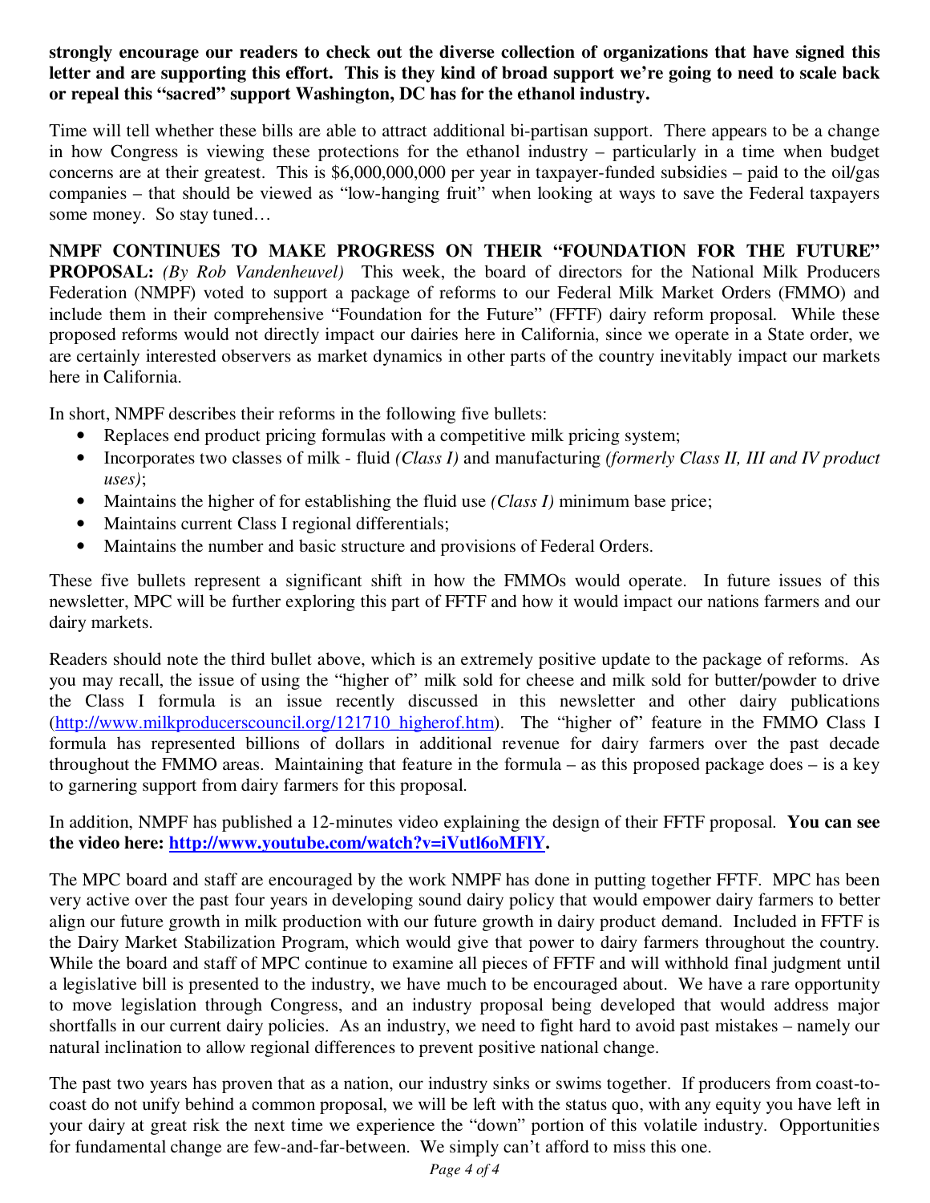**strongly encourage our readers to check out the diverse collection of organizations that have signed this letter and are supporting this effort. This is they kind of broad support we're going to need to scale back or repeal this "sacred" support Washington, DC has for the ethanol industry.**

Time will tell whether these bills are able to attract additional bi-partisan support. There appears to be a change in how Congress is viewing these protections for the ethanol industry – particularly in a time when budget concerns are at their greatest. This is $6,000,000,000 per year in taxpayer-funded subsidies – paid to the oil/gas companies – that should be viewed as "low-hanging fruit" when looking at ways to save the Federal taxpayers some money. So stay tuned…

**NMPF CONTINUES TO MAKE PROGRESS ON THEIR "FOUNDATION FOR THE FUTURE" PROPOSAL:** *(By Rob Vandenheuvel)* This week, the board of directors for the National Milk Producers Federation (NMPF) voted to support a package of reforms to our Federal Milk Market Orders (FMMO) and include them in their comprehensive "Foundation for the Future" (FFTF) dairy reform proposal. While these proposed reforms would not directly impact our dairies here in California, since we operate in a State order, we are certainly interested observers as market dynamics in other parts of the country inevitably impact our markets here in California.

In short, NMPF describes their reforms in the following five bullets:

- Replaces end product pricing formulas with a competitive milk pricing system;
- Incorporates two classes of milk - fluid *(Class I)* and manufacturing *(formerly Class II, III and IV product uses)*;
- Maintains the higher of for establishing the fluid use *(Class I)* minimum base price;
- Maintains current Class I regional differentials;
- Maintains the number and basic structure and provisions of Federal Orders.

These five bullets represent a significant shift in how the FMMOs would operate. In future issues of this newsletter, MPC will be further exploring this part of FFTF and how it would impact our nations farmers and our dairy markets.

Readers should note the third bullet above, which is an extremely positive update to the package of reforms. As you may recall, the issue of using the "higher of" milk sold for cheese and milk sold for butter/powder to drive the Class I formula is an issue recently discussed in this newsletter and other dairy publications (http://www.milkproducerscouncil.org/121710_higherof.htm). The "higher of" feature in the FMMO Class I formula has represented billions of dollars in additional revenue for dairy farmers over the past decade throughout the FMMO areas. Maintaining that feature in the formula – as this proposed package does – is a key to garnering support from dairy farmers for this proposal.

In addition, NMPF has published a 12-minutes video explaining the design of their FFTF proposal. **You can see the video here: http://www.youtube.com/watch?v=iVutl6oMFlY.**

The MPC board and staff are encouraged by the work NMPF has done in putting together FFTF. MPC has been very active over the past four years in developing sound dairy policy that would empower dairy farmers to better align our future growth in milk production with our future growth in dairy product demand. Included in FFTF is the Dairy Market Stabilization Program, which would give that power to dairy farmers throughout the country. While the board and staff of MPC continue to examine all pieces of FFTF and will withhold final judgment until a legislative bill is presented to the industry, we have much to be encouraged about. We have a rare opportunity to move legislation through Congress, and an industry proposal being developed that would address major shortfalls in our current dairy policies. As an industry, we need to fight hard to avoid past mistakes – namely our natural inclination to allow regional differences to prevent positive national change.

The past two years has proven that as a nation, our industry sinks or swims together. If producers from coast-to-coast do not unify behind a common proposal, we will be left with the status quo, with any equity you have left in your dairy at great risk the next time we experience the "down" portion of this volatile industry. Opportunities for fundamental change are few-and-far-between. We simply can't afford to miss this one.